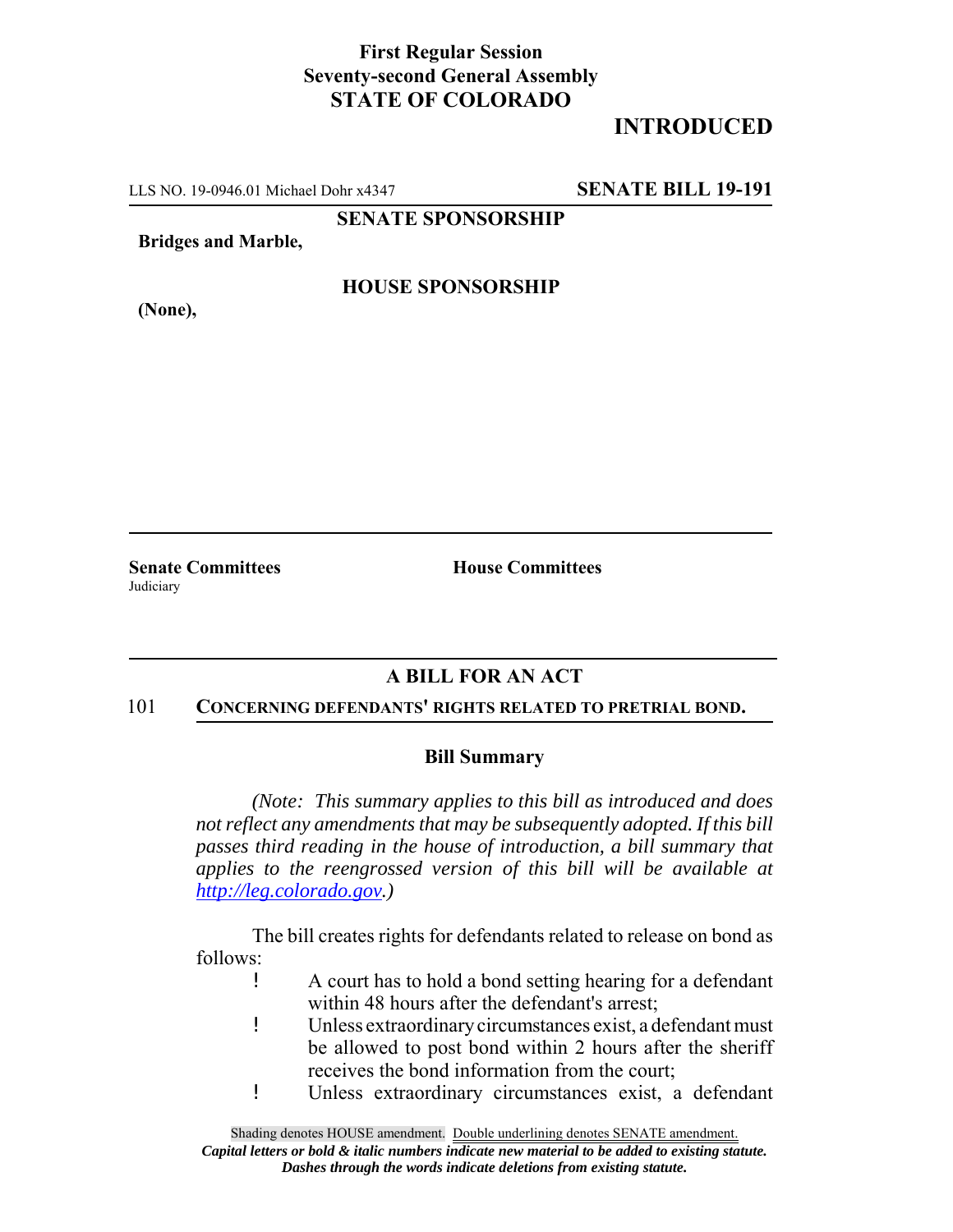**First Regular Session**
**Seventy-second General Assembly**
**STATE OF COLORADO**

**INTRODUCED**

LLS NO. 19-0946.01 Michael Dohr x4347 **SENATE BILL 19-191**

**SENATE SPONSORSHIP**

**Bridges and Marble,**

**HOUSE SPONSORSHIP**

**(None),**

**Senate Committees**
Judiciary

**House Committees**

## A BILL FOR AN ACT

101 **CONCERNING DEFENDANTS' RIGHTS RELATED TO PRETRIAL BOND.**

### Bill Summary

*(Note: This summary applies to this bill as introduced and does not reflect any amendments that may be subsequently adopted. If this bill passes third reading in the house of introduction, a bill summary that applies to the reengrossed version of this bill will be available at http://leg.colorado.gov.)*

The bill creates rights for defendants related to release on bond as follows:

- A court has to hold a bond setting hearing for a defendant within 48 hours after the defendant's arrest;
- Unless extraordinary circumstances exist, a defendant must be allowed to post bond within 2 hours after the sheriff receives the bond information from the court;
- Unless extraordinary circumstances exist, a defendant

Shading denotes HOUSE amendment. Double underlining denotes SENATE amendment.
*Capital letters or bold & italic numbers indicate new material to be added to existing statute.*
*Dashes through the words indicate deletions from existing statute.*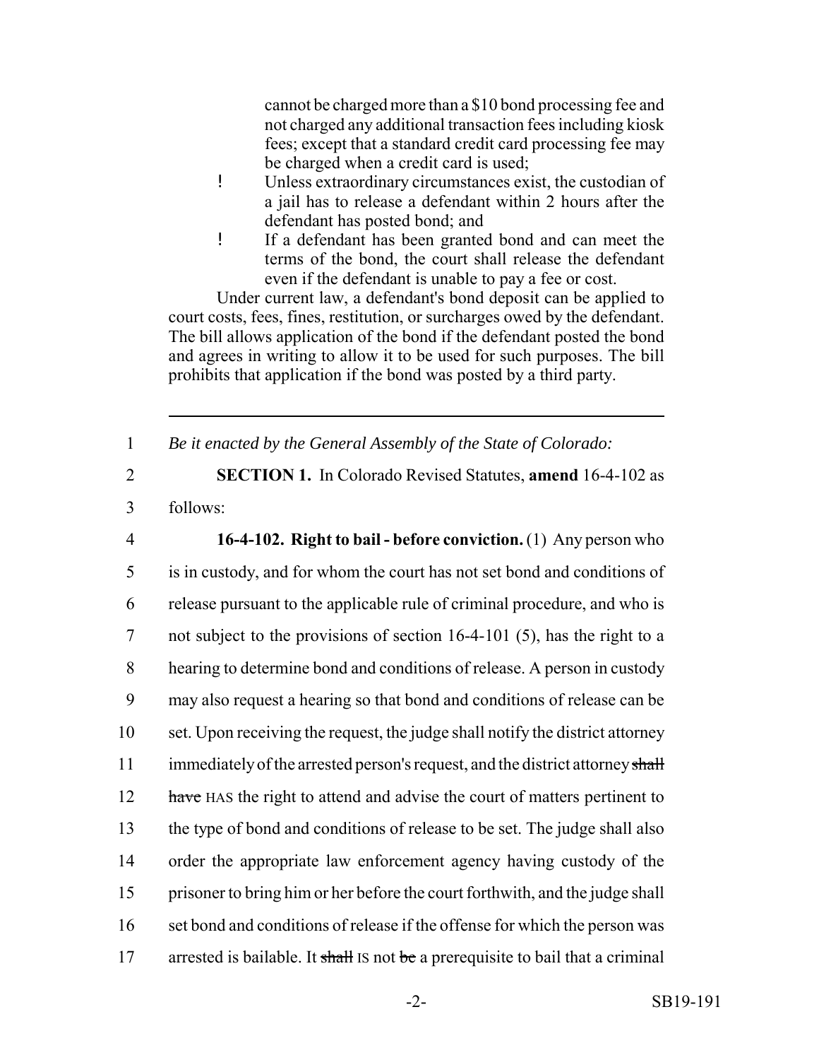cannot be charged more than a $10 bond processing fee and not charged any additional transaction fees including kiosk fees; except that a standard credit card processing fee may be charged when a credit card is used;

- Unless extraordinary circumstances exist, the custodian of a jail has to release a defendant within 2 hours after the defendant has posted bond; and
- If a defendant has been granted bond and can meet the terms of the bond, the court shall release the defendant even if the defendant is unable to pay a fee or cost.

Under current law, a defendant's bond deposit can be applied to court costs, fees, fines, restitution, or surcharges owed by the defendant. The bill allows application of the bond if the defendant posted the bond and agrees in writing to allow it to be used for such purposes. The bill prohibits that application if the bond was posted by a third party.

---

1 *Be it enacted by the General Assembly of the State of Colorado:*

2 **SECTION 1.** In Colorado Revised Statutes, **amend** 16-4-102 as
3 follows:

4 **16-4-102. Right to bail - before conviction.** (1) Any person who
5 is in custody, and for whom the court has not set bond and conditions of
6 release pursuant to the applicable rule of criminal procedure, and who is
7 not subject to the provisions of section 16-4-101 (5), has the right to a
8 hearing to determine bond and conditions of release. A person in custody
9 may also request a hearing so that bond and conditions of release can be
10 set. Upon receiving the request, the judge shall notify the district attorney
11 immediately of the arrested person's request, and the district attorney ~~shall~~
12 ~~have~~ HAS the right to attend and advise the court of matters pertinent to
13 the type of bond and conditions of release to be set. The judge shall also
14 order the appropriate law enforcement agency having custody of the
15 prisoner to bring him or her before the court forthwith, and the judge shall
16 set bond and conditions of release if the offense for which the person was
17 arrested is bailable. It ~~shall~~ IS not ~~be~~ a prerequisite to bail that a criminal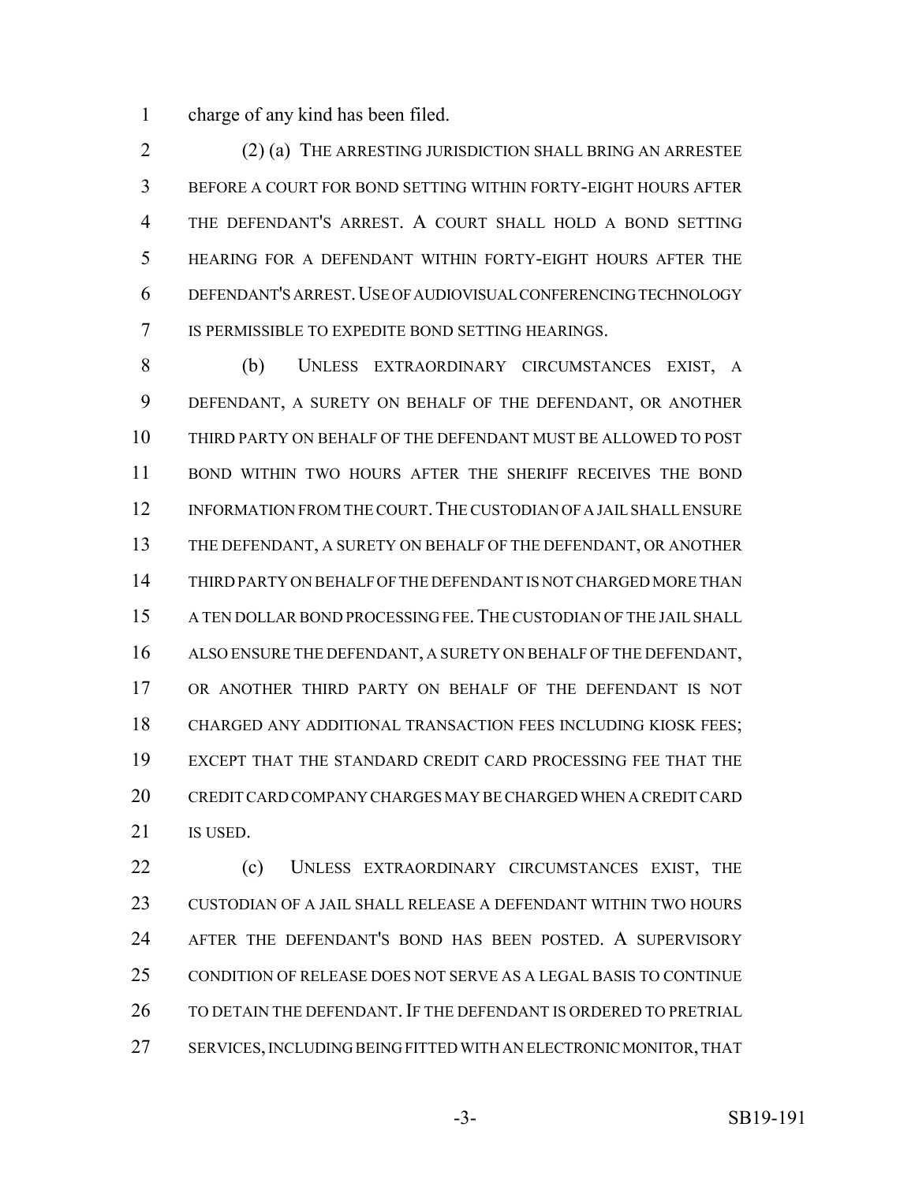charge of any kind has been filed.

(2) (a) THE ARRESTING JURISDICTION SHALL BRING AN ARRESTEE BEFORE A COURT FOR BOND SETTING WITHIN FORTY-EIGHT HOURS AFTER THE DEFENDANT'S ARREST. A COURT SHALL HOLD A BOND SETTING HEARING FOR A DEFENDANT WITHIN FORTY-EIGHT HOURS AFTER THE DEFENDANT'S ARREST. USE OF AUDIOVISUAL CONFERENCING TECHNOLOGY IS PERMISSIBLE TO EXPEDITE BOND SETTING HEARINGS.

(b) UNLESS EXTRAORDINARY CIRCUMSTANCES EXIST, A DEFENDANT, A SURETY ON BEHALF OF THE DEFENDANT, OR ANOTHER THIRD PARTY ON BEHALF OF THE DEFENDANT MUST BE ALLOWED TO POST BOND WITHIN TWO HOURS AFTER THE SHERIFF RECEIVES THE BOND INFORMATION FROM THE COURT. THE CUSTODIAN OF A JAIL SHALL ENSURE THE DEFENDANT, A SURETY ON BEHALF OF THE DEFENDANT, OR ANOTHER THIRD PARTY ON BEHALF OF THE DEFENDANT IS NOT CHARGED MORE THAN A TEN DOLLAR BOND PROCESSING FEE. THE CUSTODIAN OF THE JAIL SHALL ALSO ENSURE THE DEFENDANT, A SURETY ON BEHALF OF THE DEFENDANT, OR ANOTHER THIRD PARTY ON BEHALF OF THE DEFENDANT IS NOT CHARGED ANY ADDITIONAL TRANSACTION FEES INCLUDING KIOSK FEES; EXCEPT THAT THE STANDARD CREDIT CARD PROCESSING FEE THAT THE CREDIT CARD COMPANY CHARGES MAY BE CHARGED WHEN A CREDIT CARD IS USED.

(c) UNLESS EXTRAORDINARY CIRCUMSTANCES EXIST, THE CUSTODIAN OF A JAIL SHALL RELEASE A DEFENDANT WITHIN TWO HOURS AFTER THE DEFENDANT'S BOND HAS BEEN POSTED. A SUPERVISORY CONDITION OF RELEASE DOES NOT SERVE AS A LEGAL BASIS TO CONTINUE TO DETAIN THE DEFENDANT. IF THE DEFENDANT IS ORDERED TO PRETRIAL SERVICES, INCLUDING BEING FITTED WITH AN ELECTRONIC MONITOR, THAT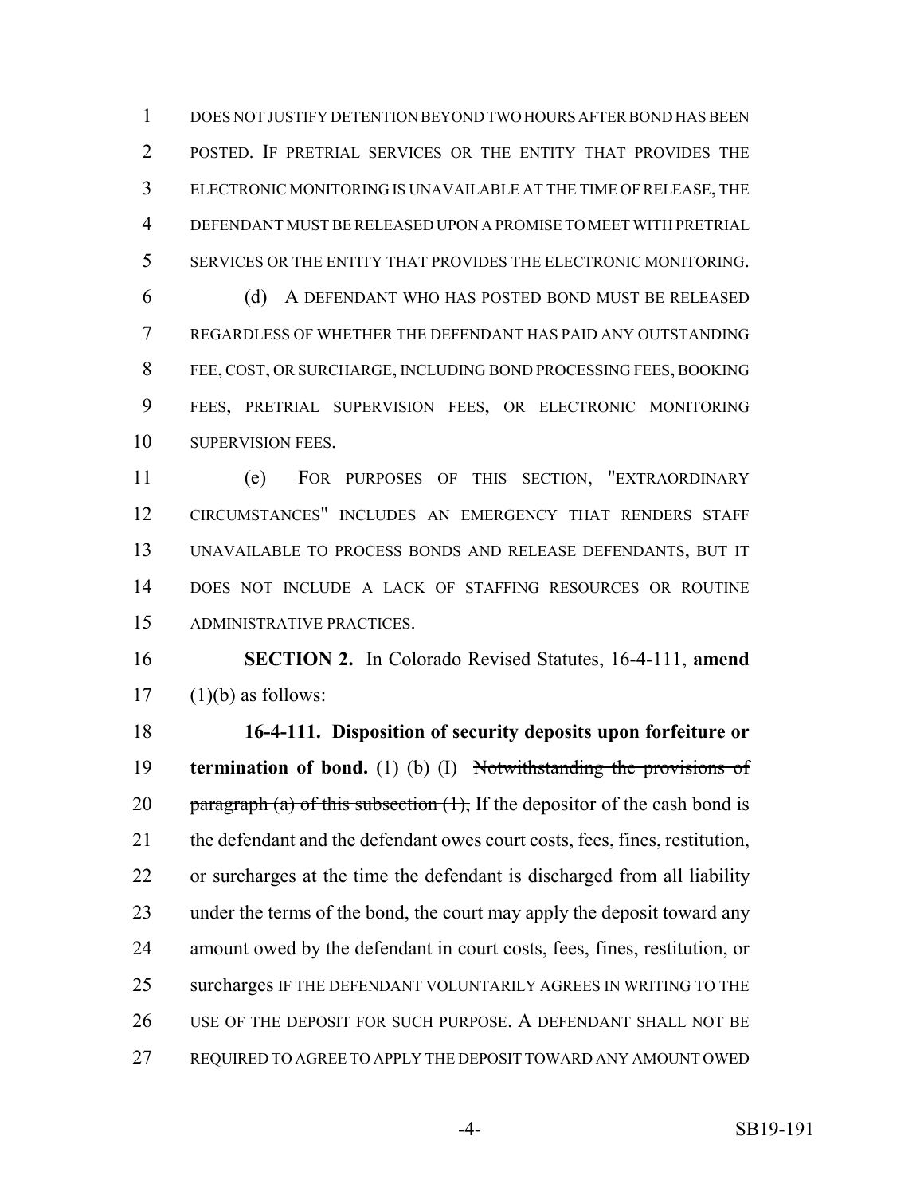DOES NOT JUSTIFY DETENTION BEYOND TWO HOURS AFTER BOND HAS BEEN POSTED. IF PRETRIAL SERVICES OR THE ENTITY THAT PROVIDES THE ELECTRONIC MONITORING IS UNAVAILABLE AT THE TIME OF RELEASE, THE DEFENDANT MUST BE RELEASED UPON A PROMISE TO MEET WITH PRETRIAL SERVICES OR THE ENTITY THAT PROVIDES THE ELECTRONIC MONITORING.

(d) A DEFENDANT WHO HAS POSTED BOND MUST BE RELEASED REGARDLESS OF WHETHER THE DEFENDANT HAS PAID ANY OUTSTANDING FEE, COST, OR SURCHARGE, INCLUDING BOND PROCESSING FEES, BOOKING FEES, PRETRIAL SUPERVISION FEES, OR ELECTRONIC MONITORING SUPERVISION FEES.

(e) FOR PURPOSES OF THIS SECTION, "EXTRAORDINARY CIRCUMSTANCES" INCLUDES AN EMERGENCY THAT RENDERS STAFF UNAVAILABLE TO PROCESS BONDS AND RELEASE DEFENDANTS, BUT IT DOES NOT INCLUDE A LACK OF STAFFING RESOURCES OR ROUTINE ADMINISTRATIVE PRACTICES.

**SECTION 2.** In Colorado Revised Statutes, 16-4-111, **amend** (1)(b) as follows:

**16-4-111. Disposition of security deposits upon forfeiture or termination of bond.** (1) (b) (I) ~~Notwithstanding the provisions of paragraph (a) of this subsection (1),~~ If the depositor of the cash bond is the defendant and the defendant owes court costs, fees, fines, restitution, or surcharges at the time the defendant is discharged from all liability under the terms of the bond, the court may apply the deposit toward any amount owed by the defendant in court costs, fees, fines, restitution, or surcharges IF THE DEFENDANT VOLUNTARILY AGREES IN WRITING TO THE USE OF THE DEPOSIT FOR SUCH PURPOSE. A DEFENDANT SHALL NOT BE REQUIRED TO AGREE TO APPLY THE DEPOSIT TOWARD ANY AMOUNT OWED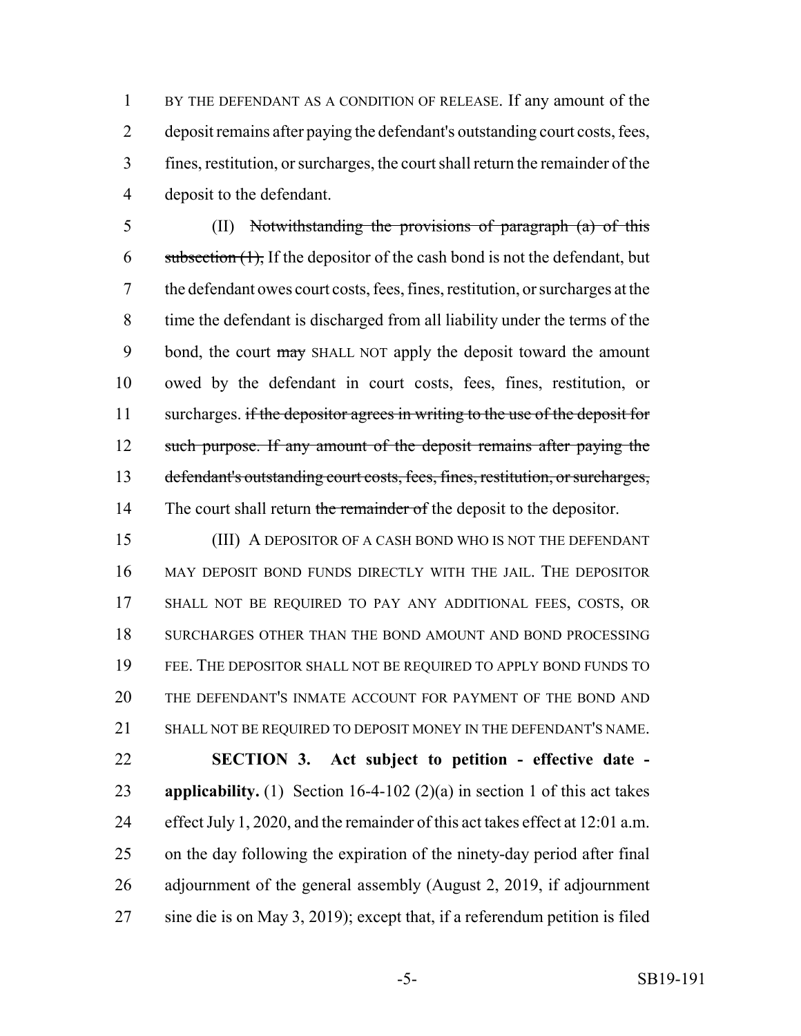BY THE DEFENDANT AS A CONDITION OF RELEASE. If any amount of the deposit remains after paying the defendant's outstanding court costs, fees, fines, restitution, or surcharges, the court shall return the remainder of the deposit to the defendant.

(II) ~~Notwithstanding the provisions of paragraph (a) of this subsection (1),~~ If the depositor of the cash bond is not the defendant, but the defendant owes court costs, fees, fines, restitution, or surcharges at the time the defendant is discharged from all liability under the terms of the bond, the court ~~may~~ SHALL NOT apply the deposit toward the amount owed by the defendant in court costs, fees, fines, restitution, or surcharges. ~~if the depositor agrees in writing to the use of the deposit for such purpose. If any amount of the deposit remains after paying the defendant's outstanding court costs, fees, fines, restitution, or surcharges,~~ The court shall return ~~the remainder of~~ the deposit to the depositor.

(III) A DEPOSITOR OF A CASH BOND WHO IS NOT THE DEFENDANT MAY DEPOSIT BOND FUNDS DIRECTLY WITH THE JAIL. THE DEPOSITOR SHALL NOT BE REQUIRED TO PAY ANY ADDITIONAL FEES, COSTS, OR SURCHARGES OTHER THAN THE BOND AMOUNT AND BOND PROCESSING FEE. THE DEPOSITOR SHALL NOT BE REQUIRED TO APPLY BOND FUNDS TO THE DEFENDANT'S INMATE ACCOUNT FOR PAYMENT OF THE BOND AND SHALL NOT BE REQUIRED TO DEPOSIT MONEY IN THE DEFENDANT'S NAME.

**SECTION 3. Act subject to petition - effective date - applicability.** (1) Section 16-4-102 (2)(a) in section 1 of this act takes effect July 1, 2020, and the remainder of this act takes effect at 12:01 a.m. on the day following the expiration of the ninety-day period after final adjournment of the general assembly (August 2, 2019, if adjournment sine die is on May 3, 2019); except that, if a referendum petition is filed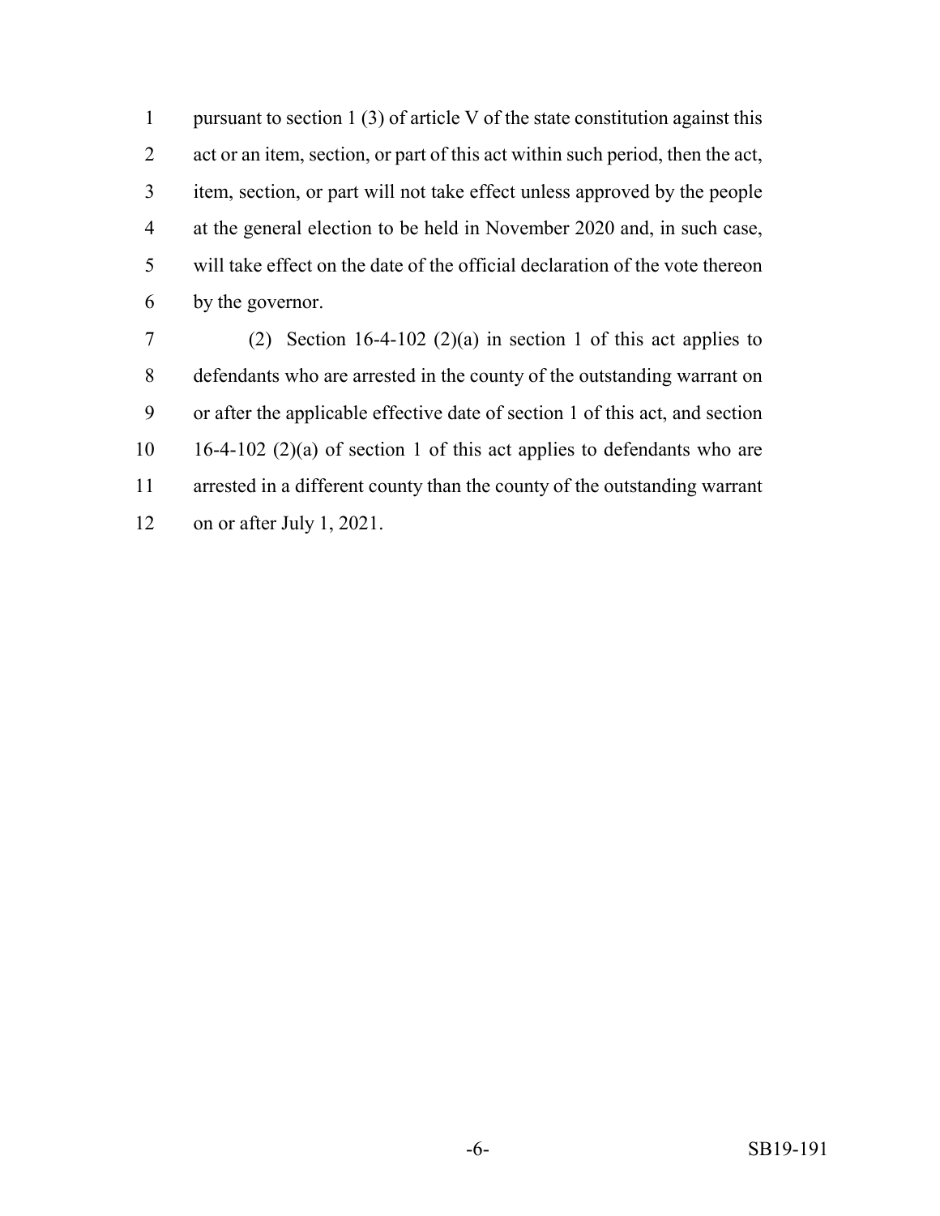pursuant to section 1 (3) of article V of the state constitution against this act or an item, section, or part of this act within such period, then the act, item, section, or part will not take effect unless approved by the people at the general election to be held in November 2020 and, in such case, will take effect on the date of the official declaration of the vote thereon by the governor.

(2) Section 16-4-102 (2)(a) in section 1 of this act applies to defendants who are arrested in the county of the outstanding warrant on or after the applicable effective date of section 1 of this act, and section 16-4-102 (2)(a) of section 1 of this act applies to defendants who are arrested in a different county than the county of the outstanding warrant on or after July 1, 2021.